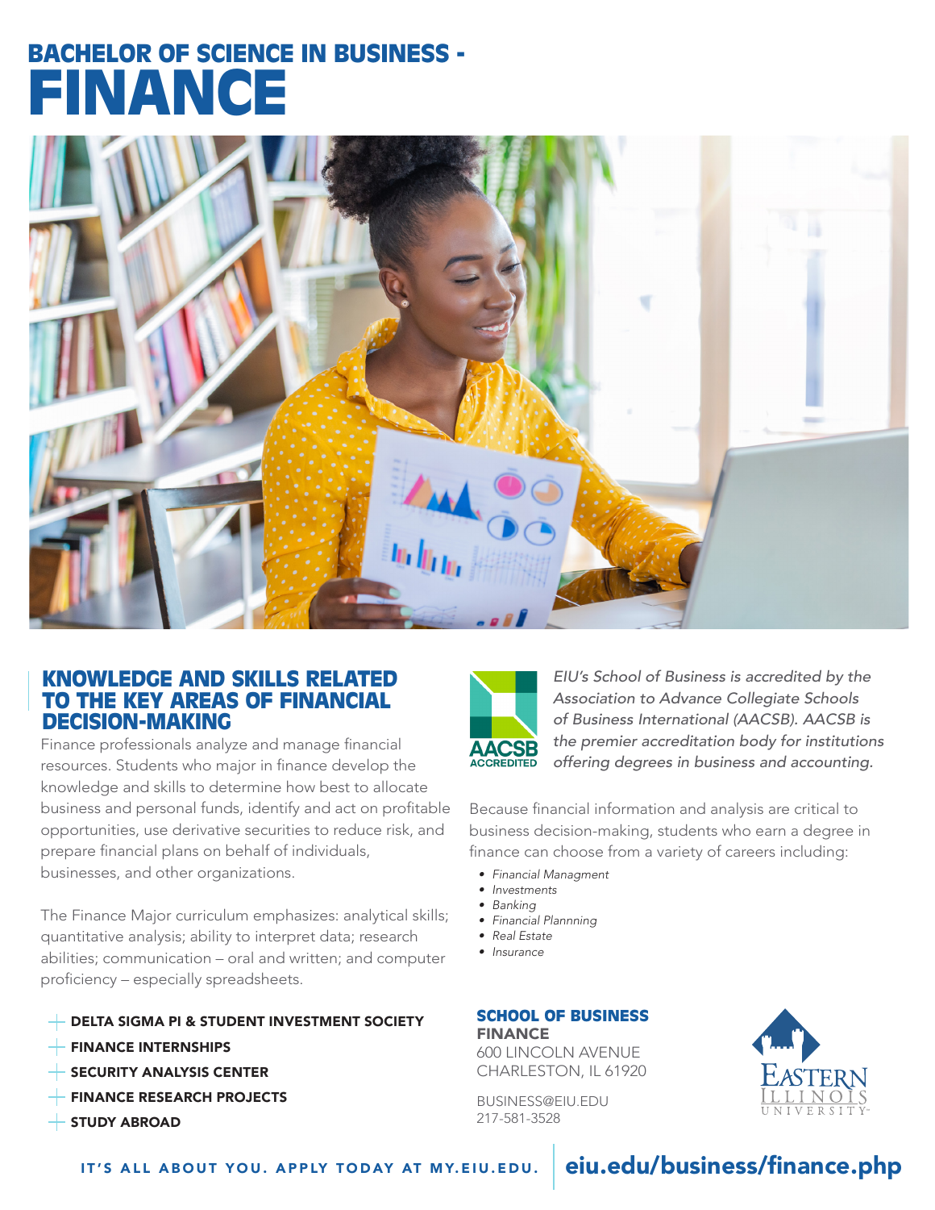# BACHELOR OF SCIENCE IN BUSINESS - FINANCE

## KNOWLEDGE AND SKILLS RELATED TO THE KEY AREAS OF FINANCIAL DECISION-MAKING

Finance professionals analyze and manage financial resources. Students who major in finance develop the knowledge and skills to determine how best to allocate business and personal funds, identify and act on profitable opportunities, use derivative securities to reduce risk, and prepare financial plans on behalf of individuals, businesses, and other organizations.

The Finance Major curriculum emphasizes: analytical skills; quantitative analysis; ability to interpret data; research abilities; communication – oral and written; and computer proficiency – especially spreadsheets.

- DELTA SIGMA PI & STUDENT INVESTMENT SOCIETY
- FINANCE INTERNSHIPS
- SECURITY ANALYSIS CENTER
- FINANCE RESEARCH PROJECTS
- STUDY ABROAD

AACSB ACCREDITED

*EIU's School of Business is accredited by the Association to Advance Collegiate Schools of Business International (AACSB). AACSB is the premier accreditation body for institutions offering degrees in business and accounting.*

Because financial information and analysis are critical to business decision-making, students who earn a degree in finance can choose from a variety of careers including:

- *Financial Managment*
- *Investments*
- *Banking*
- *Financial Plannning*
- *Real Estate*
- *Insurance*

**SCHOOL OF BUSINESS**
**FINANCE**
600 LINCOLN AVENUE
CHARLESTON, IL 61920

BUSINESS@EIU.EDU
217-581-3528

EASTERN ILLINOIS UNIVERSITY

IT'S ALL ABOUT YOU. APPLY TODAY AT MY.EIU.EDU. | **eiu.edu/business/finance.php**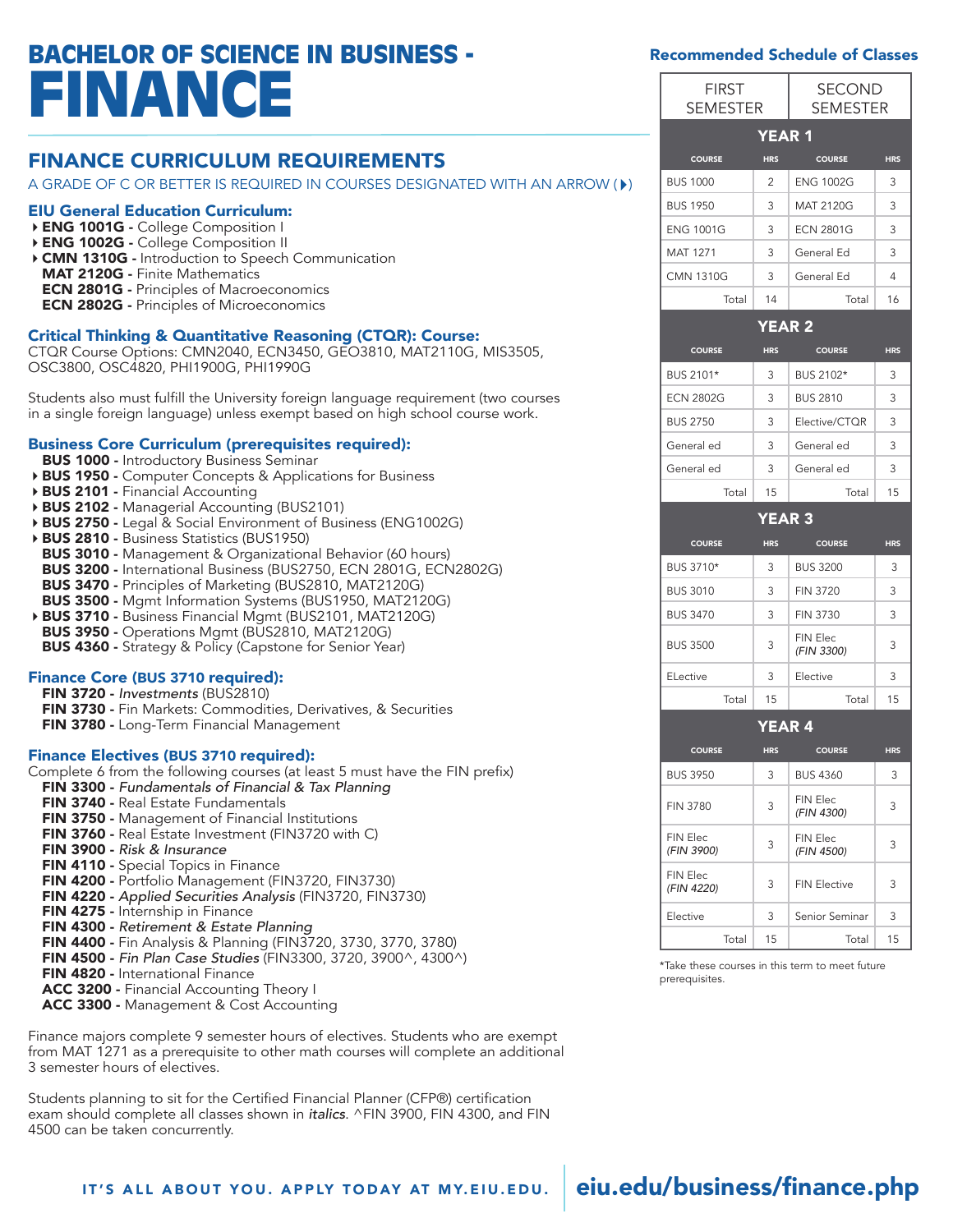# BACHELOR OF SCIENCE IN BUSINESS - FINANCE

## FINANCE CURRICULUM REQUIREMENTS

A GRADE OF C OR BETTER IS REQUIRED IN COURSES DESIGNATED WITH AN ARROW (▸)

### EIU General Education Curriculum:

- ▸ **ENG 1001G -** College Composition I
- ▸ **ENG 1002G -** College Composition II
- ▸ **CMN 1310G -** Introduction to Speech Communication
- **MAT 2120G -** Finite Mathematics
- **ECN 2801G -** Principles of Macroeconomics
- **ECN 2802G -** Principles of Microeconomics

### Critical Thinking & Quantitative Reasoning (CTQR): Course:

CTQR Course Options: CMN2040, ECN3450, GEO3810, MAT2110G, MIS3505, OSC3800, OSC4820, PHI1900G, PHI1990G

Students also must fulfill the University foreign language requirement (two courses in a single foreign language) unless exempt based on high school course work.

### Business Core Curriculum (prerequisites required):

- **BUS 1000 -** Introductory Business Seminar
- ▸ **BUS 1950 -** Computer Concepts & Applications for Business
- ▸ **BUS 2101 -** Financial Accounting
- ▸ **BUS 2102 -** Managerial Accounting (BUS2101)
- ▸ **BUS 2750 -** Legal & Social Environment of Business (ENG1002G)
- ▸ **BUS 2810 -** Business Statistics (BUS1950)
- **BUS 3010 -** Management & Organizational Behavior (60 hours)
- **BUS 3200 -** International Business (BUS2750, ECN 2801G, ECN2802G)
- **BUS 3470 -** Principles of Marketing (BUS2810, MAT2120G)
- **BUS 3500 -** Mgmt Information Systems (BUS1950, MAT2120G)
- ▸ **BUS 3710 -** Business Financial Mgmt (BUS2101, MAT2120G)
- **BUS 3950 -** Operations Mgmt (BUS2810, MAT2120G)
- **BUS 4360 -** Strategy & Policy (Capstone for Senior Year)

### Finance Core (BUS 3710 required):

- **FIN 3720 -** *Investments* (BUS2810)
- **FIN 3730 -** Fin Markets: Commodities, Derivatives, & Securities
- **FIN 3780 -** Long-Term Financial Management

### Finance Electives (BUS 3710 required):

Complete 6 from the following courses (at least 5 must have the FIN prefix)

- **FIN 3300 -** *Fundamentals of Financial & Tax Planning*
- **FIN 3740 -** Real Estate Fundamentals
- **FIN 3750 -** Management of Financial Institutions
- **FIN 3760 -** Real Estate Investment (FIN3720 with C)
- **FIN 3900 -** *Risk & Insurance*
- **FIN 4110 -** Special Topics in Finance
- **FIN 4200 -** Portfolio Management (FIN3720, FIN3730)
- **FIN 4220 -** *Applied Securities Analysis* (FIN3720, FIN3730)
- **FIN 4275 -** Internship in Finance
- **FIN 4300 -** *Retirement & Estate Planning*
- **FIN 4400 -** Fin Analysis & Planning (FIN3720, 3730, 3770, 3780)
- **FIN 4500 -** *Fin Plan Case Studies* (FIN3300, 3720, 3900^, 4300^)
- **FIN 4820 -** International Finance
- **ACC 3200 -** Financial Accounting Theory I
- **ACC 3300 -** Management & Cost Accounting

Finance majors complete 9 semester hours of electives. Students who are exempt from MAT 1271 as a prerequisite to other math courses will complete an additional 3 semester hours of electives.

Students planning to sit for the Certified Financial Planner (CFP®) certification exam should complete all classes shown in *italics*. ^FIN 3900, FIN 4300, and FIN 4500 can be taken concurrently.

## Recommended Schedule of Classes

| FIRST SEMESTER | | SECOND SEMESTER | |
|---|---|---|---|
| **YEAR 1** | | | |
| COURSE | HRS | COURSE | HRS |
| BUS 1000 | 2 | ENG 1002G | 3 |
| BUS 1950 | 3 | MAT 2120G | 3 |
| ENG 1001G | 3 | ECN 2801G | 3 |
| MAT 1271 | 3 | General Ed | 3 |
| CMN 1310G | 3 | General Ed | 4 |
| Total | 14 | Total | 16 |
| **YEAR 2** | | | |
| COURSE | HRS | COURSE | HRS |
| BUS 2101* | 3 | BUS 2102* | 3 |
| ECN 2802G | 3 | BUS 2810 | 3 |
| BUS 2750 | 3 | Elective/CTQR | 3 |
| General ed | 3 | General ed | 3 |
| General ed | 3 | General ed | 3 |
| Total | 15 | Total | 15 |
| **YEAR 3** | | | |
| COURSE | HRS | COURSE | HRS |
| BUS 3710* | 3 | BUS 3200 | 3 |
| BUS 3010 | 3 | FIN 3720 | 3 |
| BUS 3470 | 3 | FIN 3730 | 3 |
| BUS 3500 | 3 | FIN Elec *(FIN 3300)* | 3 |
| ELective | 3 | Elective | 3 |
| Total | 15 | Total | 15 |
| **YEAR 4** | | | |
| COURSE | HRS | COURSE | HRS |
| BUS 3950 | 3 | BUS 4360 | 3 |
| FIN 3780 | 3 | FIN Elec *(FIN 4300)* | 3 |
| FIN Elec *(FIN 3900)* | 3 | FIN Elec *(FIN 4500)* | 3 |
| FIN Elec *(FIN 4220)* | 3 | FIN Elective | 3 |
| Elective | 3 | Senior Seminar | 3 |
| Total | 15 | Total | 15 |

*Take these courses in this term to meet future prerequisites.

IT'S ALL ABOUT YOU. APPLY TODAY AT MY.EIU.EDU. | eiu.edu/business/finance.php